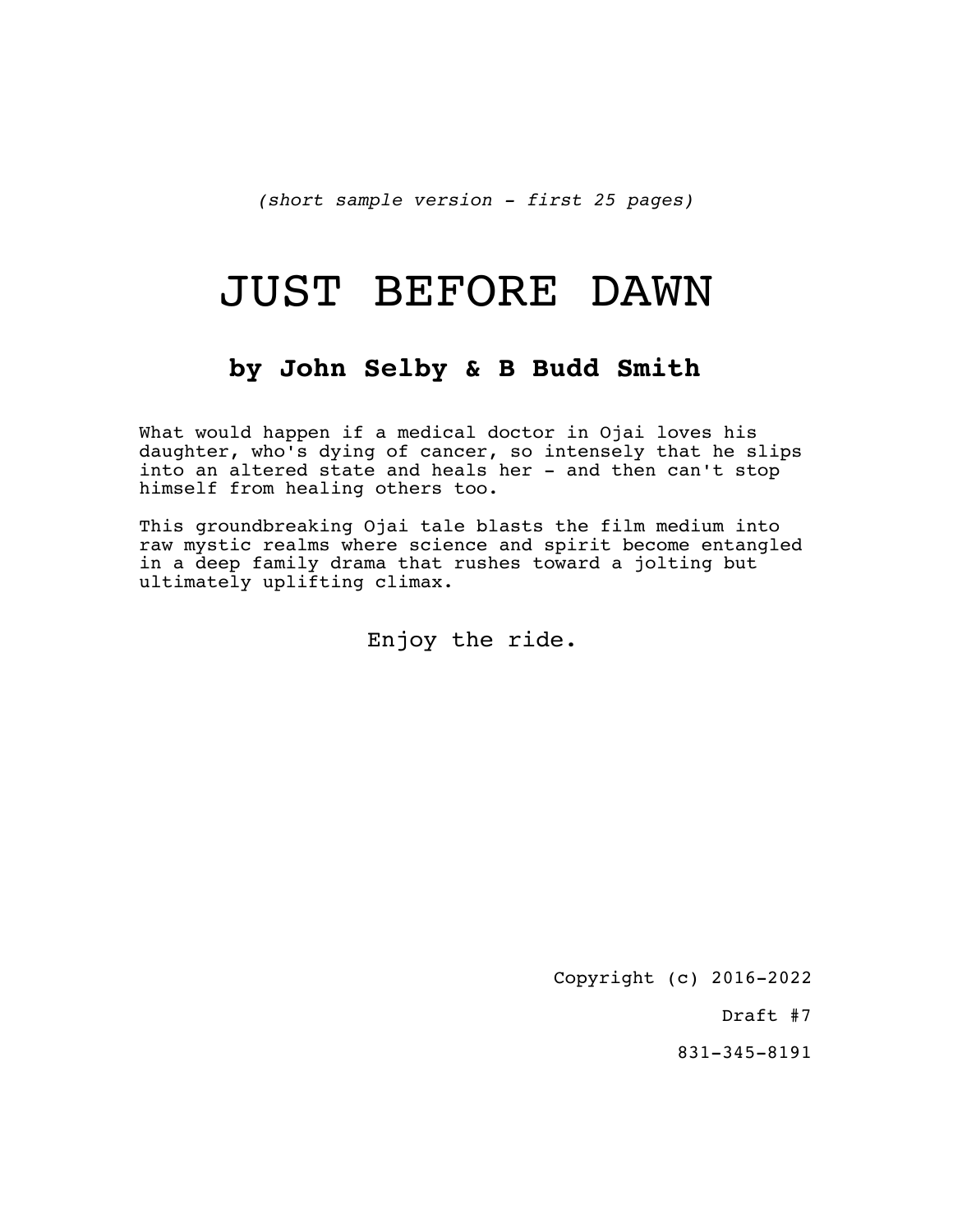*(short sample version - first 25 pages)*

# JUST BEFORE DAWN

## by John Selby & B Budd Smith

What would happen if a medical doctor in Ojai loves his daughter, who's dying of cancer, so intensely that he slips into an altered state and heals her - and then can't stop himself from healing others too.

This groundbreaking Ojai tale blasts the film medium into raw mystic realms where science and spirit become entangled in a deep family drama that rushes toward a jolting but ultimately uplifting climax.

Enjoy the ride.

Copyright (c) 2016-2022

Draft #7

831-345-8191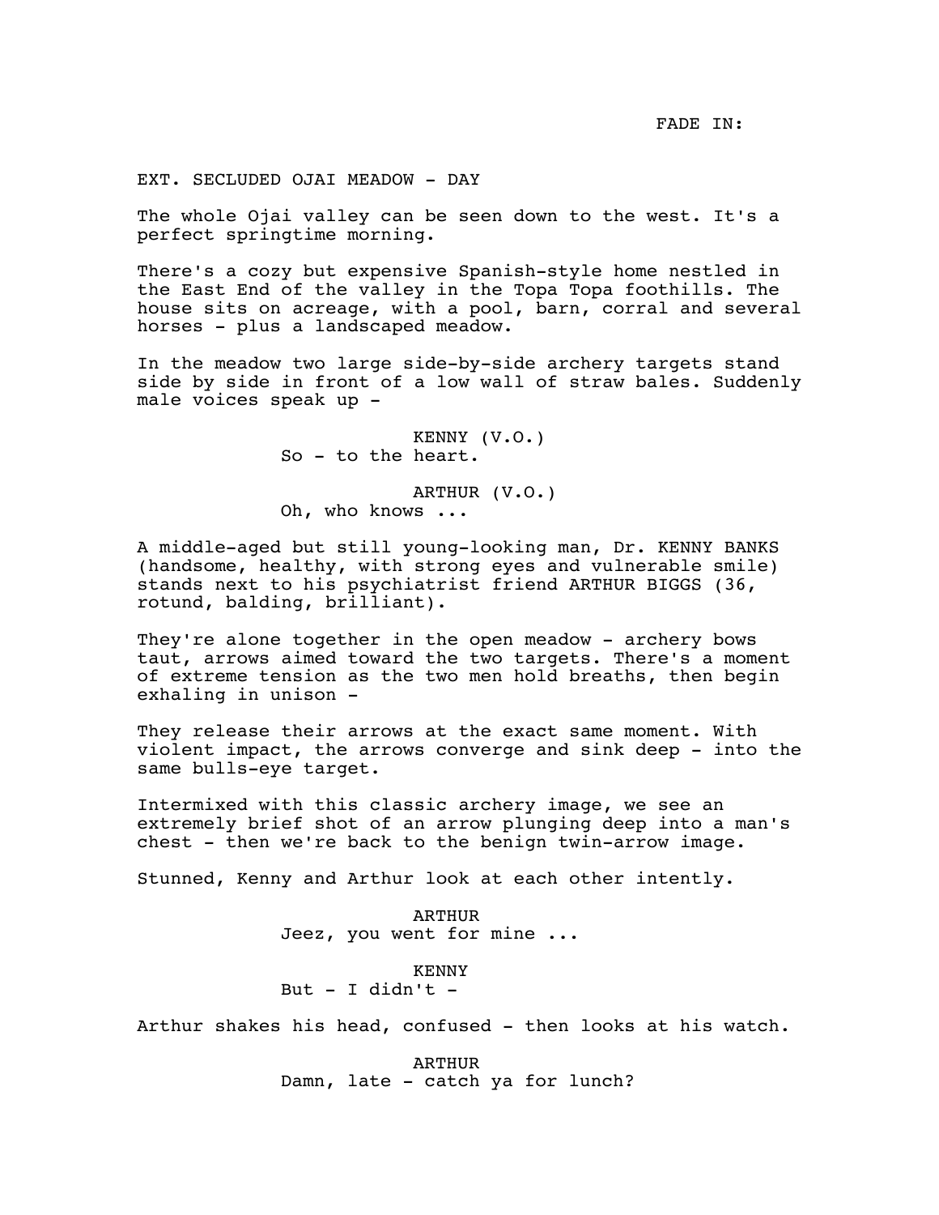FADE IN:

EXT. SECLUDED OJAI MEADOW - DAY

The whole Ojai valley can be seen down to the west. It's a perfect springtime morning.

There's a cozy but expensive Spanish-style home nestled in the East End of the valley in the Topa Topa foothills. The house sits on acreage, with a pool, barn, corral and several horses - plus a landscaped meadow.

In the meadow two large side-by-side archery targets stand side by side in front of a low wall of straw bales. Suddenly male voices speak up -

KENNY (V.O.)
So - to the heart.

ARTHUR (V.O.)
Oh, who knows ...

A middle-aged but still young-looking man, Dr. KENNY BANKS (handsome, healthy, with strong eyes and vulnerable smile) stands next to his psychiatrist friend ARTHUR BIGGS (36, rotund, balding, brilliant).

They're alone together in the open meadow - archery bows taut, arrows aimed toward the two targets. There's a moment of extreme tension as the two men hold breaths, then begin exhaling in unison -

They release their arrows at the exact same moment. With violent impact, the arrows converge and sink deep - into the same bulls-eye target.

Intermixed with this classic archery image, we see an extremely brief shot of an arrow plunging deep into a man's chest - then we're back to the benign twin-arrow image.

Stunned, Kenny and Arthur look at each other intently.

ARTHUR
Jeez, you went for mine ...

KENNY
But - I didn't -

Arthur shakes his head, confused - then looks at his watch.

ARTHUR
Damn, late - catch ya for lunch?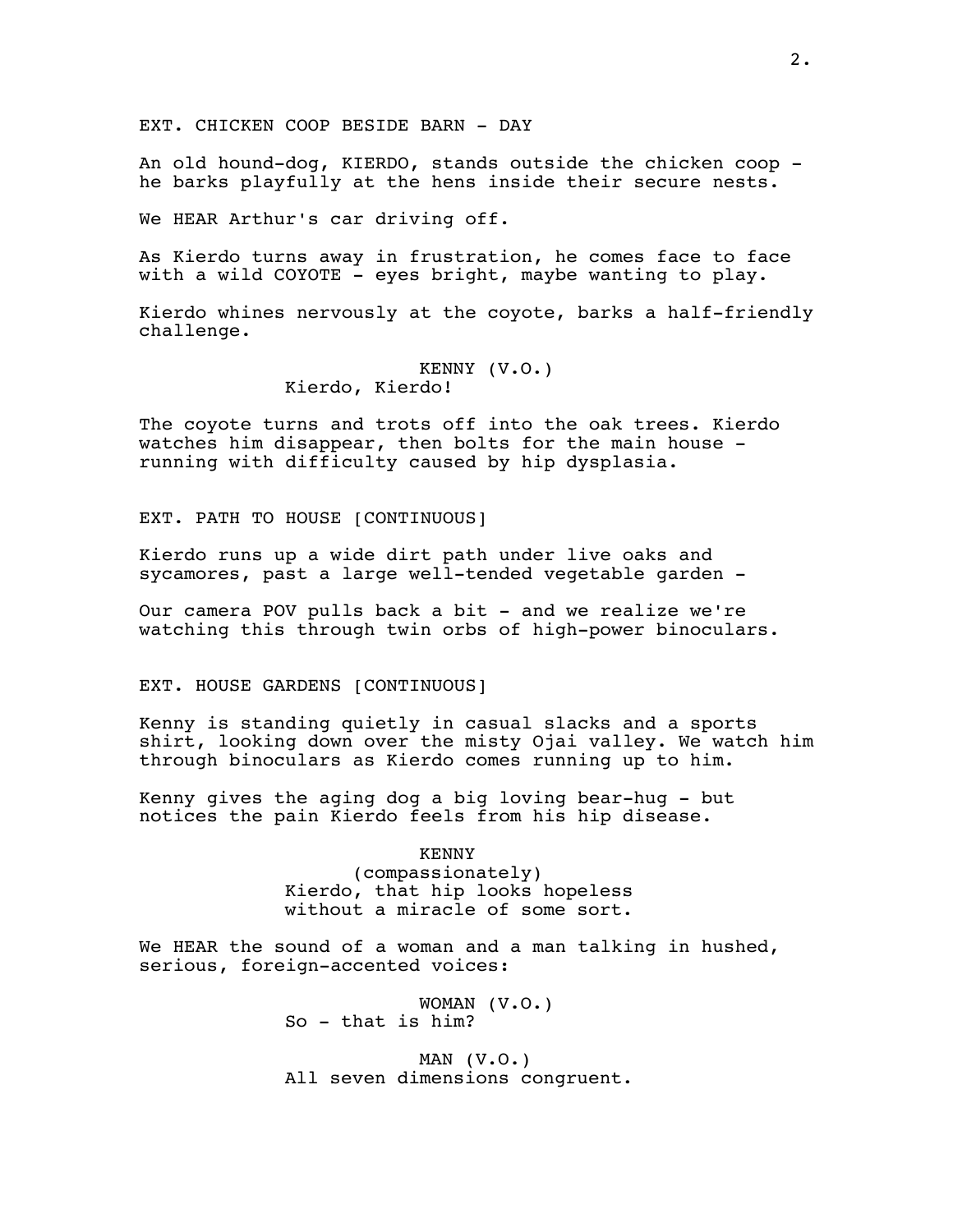EXT. CHICKEN COOP BESIDE BARN - DAY

An old hound-dog, KIERDO, stands outside the chicken coop - he barks playfully at the hens inside their secure nests.

We HEAR Arthur's car driving off.

As Kierdo turns away in frustration, he comes face to face with a wild COYOTE - eyes bright, maybe wanting to play.

Kierdo whines nervously at the coyote, barks a half-friendly challenge.

KENNY (V.O.)
Kierdo, Kierdo!

The coyote turns and trots off into the oak trees. Kierdo watches him disappear, then bolts for the main house - running with difficulty caused by hip dysplasia.

EXT. PATH TO HOUSE [CONTINUOUS]

Kierdo runs up a wide dirt path under live oaks and sycamores, past a large well-tended vegetable garden -

Our camera POV pulls back a bit - and we realize we're watching this through twin orbs of high-power binoculars.

EXT. HOUSE GARDENS [CONTINUOUS]

Kenny is standing quietly in casual slacks and a sports shirt, looking down over the misty Ojai valley. We watch him through binoculars as Kierdo comes running up to him.

Kenny gives the aging dog a big loving bear-hug - but notices the pain Kierdo feels from his hip disease.

KENNY
(compassionately)
Kierdo, that hip looks hopeless without a miracle of some sort.

We HEAR the sound of a woman and a man talking in hushed, serious, foreign-accented voices:

WOMAN (V.O.)
So - that is him?

MAN (V.O.)
All seven dimensions congruent.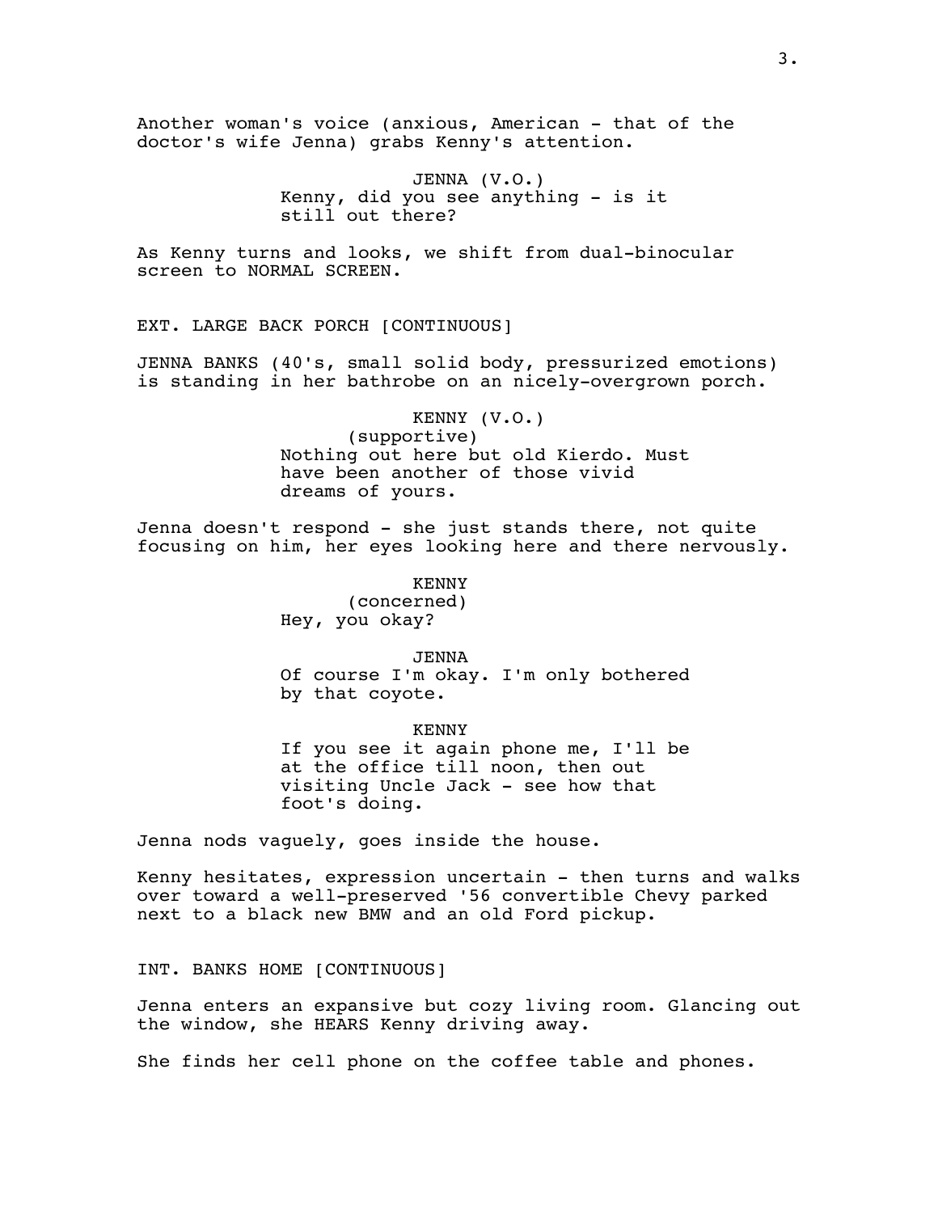Another woman's voice (anxious, American - that of the doctor's wife Jenna) grabs Kenny's attention.

JENNA (V.O.)
Kenny, did you see anything - is it still out there?

As Kenny turns and looks, we shift from dual-binocular screen to NORMAL SCREEN.

EXT. LARGE BACK PORCH [CONTINUOUS]

JENNA BANKS (40's, small solid body, pressurized emotions) is standing in her bathrobe on an nicely-overgrown porch.

KENNY (V.O.)
(supportive)
Nothing out here but old Kierdo. Must have been another of those vivid dreams of yours.

Jenna doesn't respond - she just stands there, not quite focusing on him, her eyes looking here and there nervously.

KENNY
(concerned)
Hey, you okay?

JENNA
Of course I'm okay. I'm only bothered by that coyote.

KENNY
If you see it again phone me, I'll be at the office till noon, then out visiting Uncle Jack - see how that foot's doing.

Jenna nods vaguely, goes inside the house.

Kenny hesitates, expression uncertain - then turns and walks over toward a well-preserved '56 convertible Chevy parked next to a black new BMW and an old Ford pickup.

INT. BANKS HOME [CONTINUOUS]

Jenna enters an expansive but cozy living room. Glancing out the window, she HEARS Kenny driving away.

She finds her cell phone on the coffee table and phones.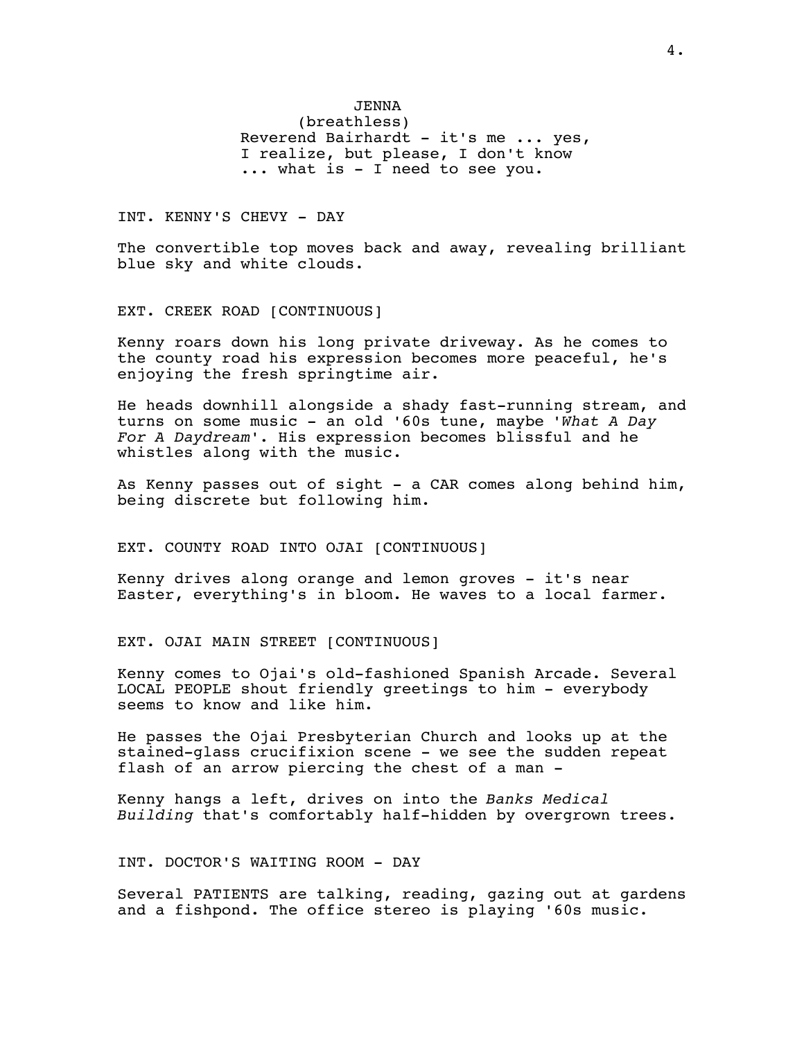JENNA
(breathless)
Reverend Bairhardt - it's me ... yes, I realize, but please, I don't know ... what is - I need to see you.

INT. KENNY'S CHEVY - DAY

The convertible top moves back and away, revealing brilliant blue sky and white clouds.

EXT. CREEK ROAD [CONTINUOUS]

Kenny roars down his long private driveway. As he comes to the county road his expression becomes more peaceful, he's enjoying the fresh springtime air.

He heads downhill alongside a shady fast-running stream, and turns on some music - an old '60s tune, maybe '*What A Day For A Daydream*'. His expression becomes blissful and he whistles along with the music.

As Kenny passes out of sight - a CAR comes along behind him, being discrete but following him.

EXT. COUNTY ROAD INTO OJAI [CONTINUOUS]

Kenny drives along orange and lemon groves - it's near Easter, everything's in bloom. He waves to a local farmer.

EXT. OJAI MAIN STREET [CONTINUOUS]

Kenny comes to Ojai's old-fashioned Spanish Arcade. Several LOCAL PEOPLE shout friendly greetings to him - everybody seems to know and like him.

He passes the Ojai Presbyterian Church and looks up at the stained-glass crucifixion scene - we see the sudden repeat flash of an arrow piercing the chest of a man -

Kenny hangs a left, drives on into the *Banks Medical Building* that's comfortably half-hidden by overgrown trees.

INT. DOCTOR'S WAITING ROOM - DAY

Several PATIENTS are talking, reading, gazing out at gardens and a fishpond. The office stereo is playing '60s music.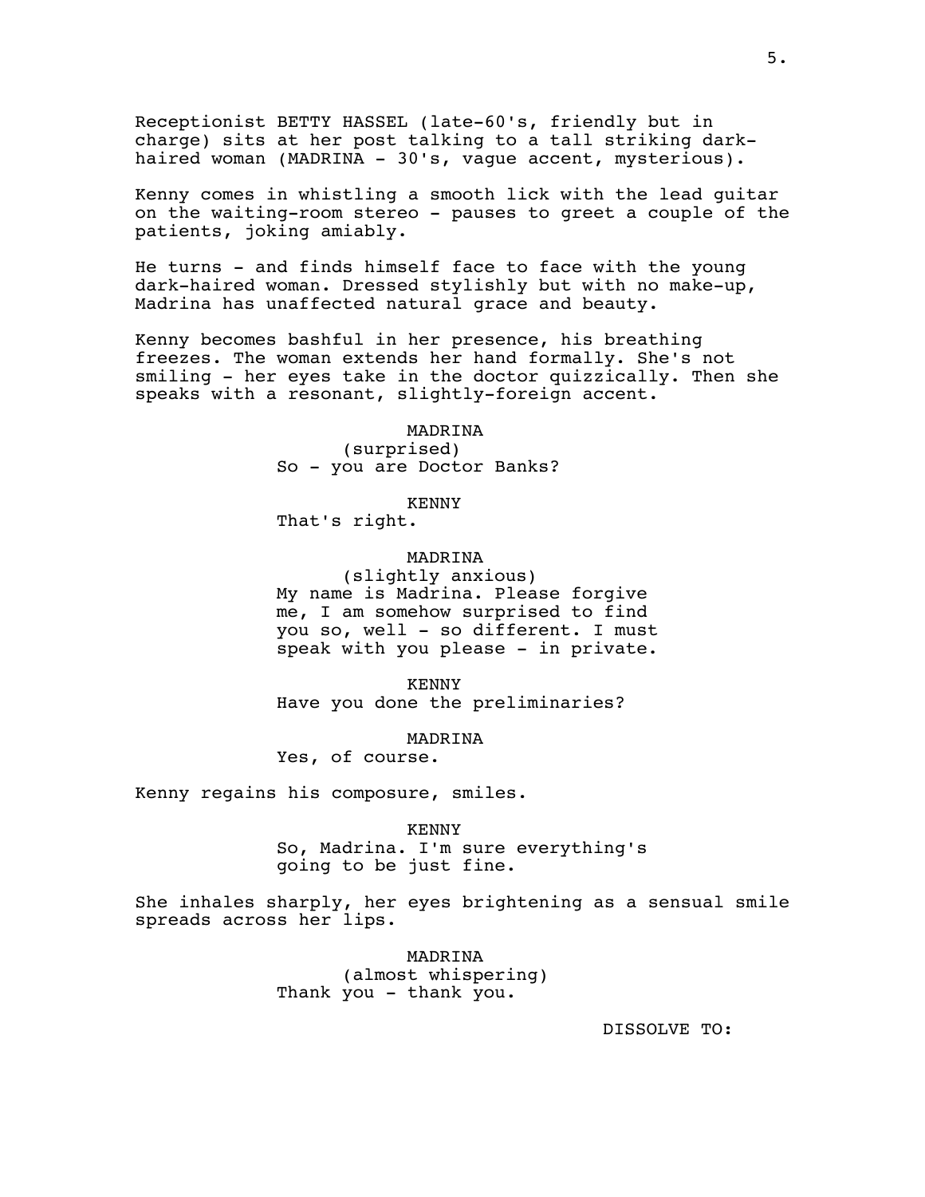Receptionist BETTY HASSEL (late-60's, friendly but in charge) sits at her post talking to a tall striking dark-haired woman (MADRINA - 30's, vague accent, mysterious).

Kenny comes in whistling a smooth lick with the lead guitar on the waiting-room stereo - pauses to greet a couple of the patients, joking amiably.

He turns - and finds himself face to face with the young dark-haired woman. Dressed stylishly but with no make-up, Madrina has unaffected natural grace and beauty.

Kenny becomes bashful in her presence, his breathing freezes. The woman extends her hand formally. She's not smiling - her eyes take in the doctor quizzically. Then she speaks with a resonant, slightly-foreign accent.

MADRINA
(surprised)
So - you are Doctor Banks?

KENNY
That's right.

MADRINA
(slightly anxious)
My name is Madrina. Please forgive me, I am somehow surprised to find you so, well - so different. I must speak with you please - in private.

KENNY
Have you done the preliminaries?

MADRINA
Yes, of course.

Kenny regains his composure, smiles.

KENNY
So, Madrina. I'm sure everything's going to be just fine.

She inhales sharply, her eyes brightening as a sensual smile spreads across her lips.

MADRINA
(almost whispering)
Thank you - thank you.

DISSOLVE TO: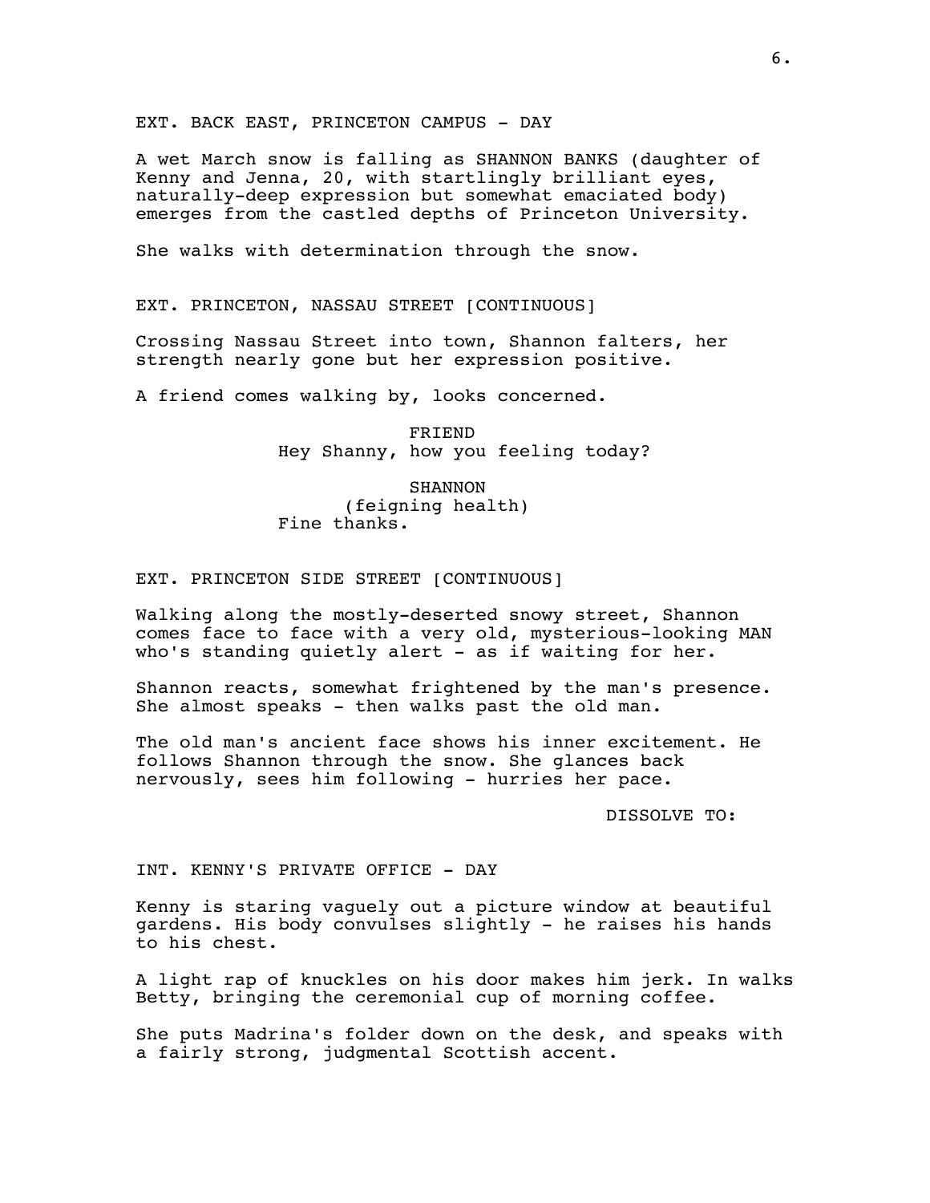EXT. BACK EAST, PRINCETON CAMPUS - DAY

A wet March snow is falling as SHANNON BANKS (daughter of Kenny and Jenna, 20, with startlingly brilliant eyes, naturally-deep expression but somewhat emaciated body) emerges from the castled depths of Princeton University.

She walks with determination through the snow.

EXT. PRINCETON, NASSAU STREET [CONTINUOUS]

Crossing Nassau Street into town, Shannon falters, her strength nearly gone but her expression positive.

A friend comes walking by, looks concerned.

FRIEND
Hey Shanny, how you feeling today?

SHANNON
(feigning health)
Fine thanks.

EXT. PRINCETON SIDE STREET [CONTINUOUS]

Walking along the mostly-deserted snowy street, Shannon comes face to face with a very old, mysterious-looking MAN who's standing quietly alert - as if waiting for her.

Shannon reacts, somewhat frightened by the man's presence. She almost speaks - then walks past the old man.

The old man's ancient face shows his inner excitement. He follows Shannon through the snow. She glances back nervously, sees him following - hurries her pace.

DISSOLVE TO:

INT. KENNY'S PRIVATE OFFICE - DAY

Kenny is staring vaguely out a picture window at beautiful gardens. His body convulses slightly - he raises his hands to his chest.

A light rap of knuckles on his door makes him jerk. In walks Betty, bringing the ceremonial cup of morning coffee.

She puts Madrina's folder down on the desk, and speaks with a fairly strong, judgmental Scottish accent.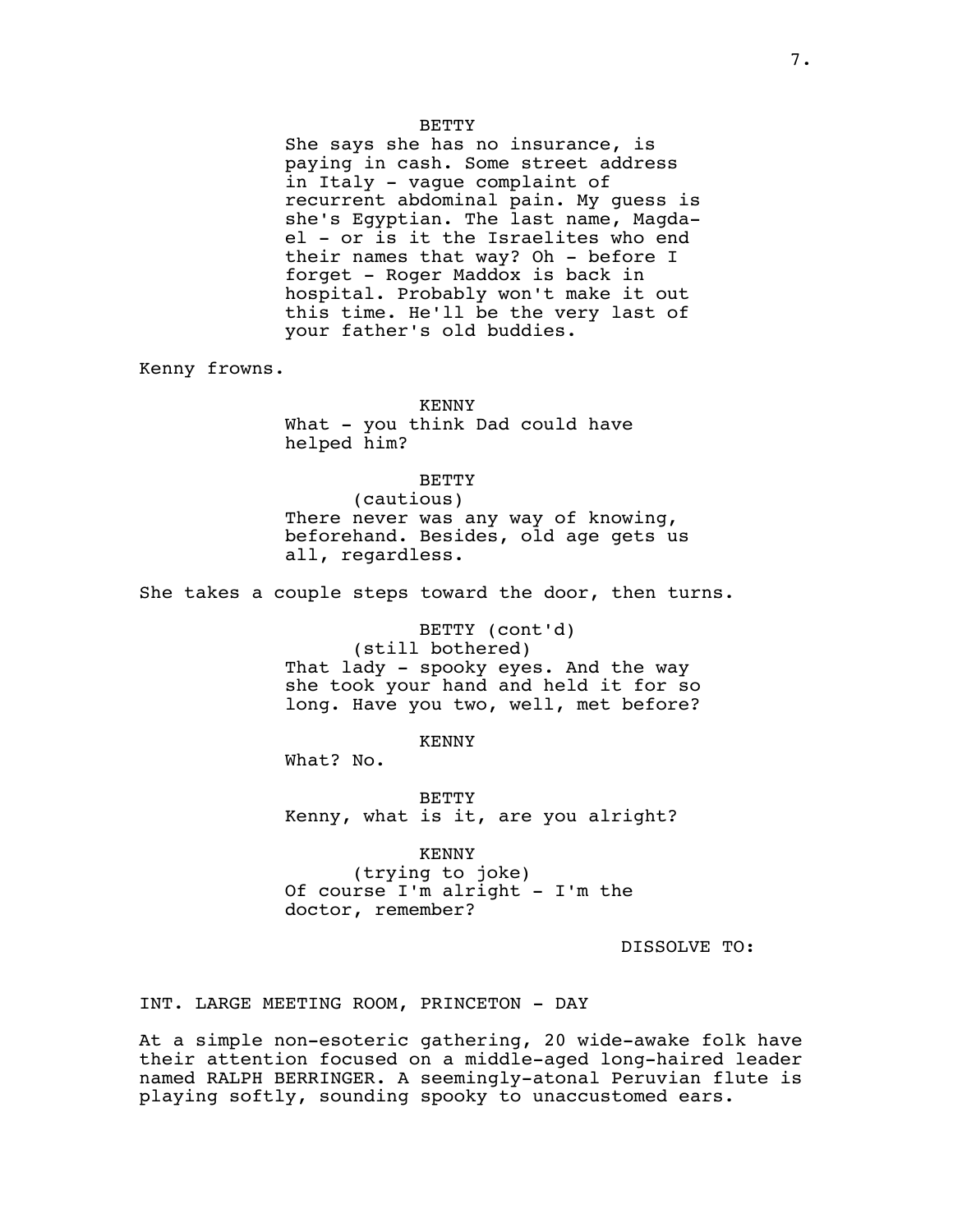BETTY
She says she has no insurance, is paying in cash. Some street address in Italy - vague complaint of recurrent abdominal pain. My guess is she's Egyptian. The last name, Magda-el - or is it the Israelites who end their names that way? Oh - before I forget - Roger Maddox is back in hospital. Probably won't make it out this time. He'll be the very last of your father's old buddies.

Kenny frowns.

KENNY
What - you think Dad could have helped him?

BETTY
(cautious)
There never was any way of knowing, beforehand. Besides, old age gets us all, regardless.

She takes a couple steps toward the door, then turns.

BETTY (cont'd)
(still bothered)
That lady - spooky eyes. And the way she took your hand and held it for so long. Have you two, well, met before?

KENNY
What? No.

BETTY
Kenny, what is it, are you alright?

KENNY
(trying to joke)
Of course I'm alright - I'm the doctor, remember?

DISSOLVE TO:

INT. LARGE MEETING ROOM, PRINCETON - DAY

At a simple non-esoteric gathering, 20 wide-awake folk have their attention focused on a middle-aged long-haired leader named RALPH BERRINGER. A seemingly-atonal Peruvian flute is playing softly, sounding spooky to unaccustomed ears.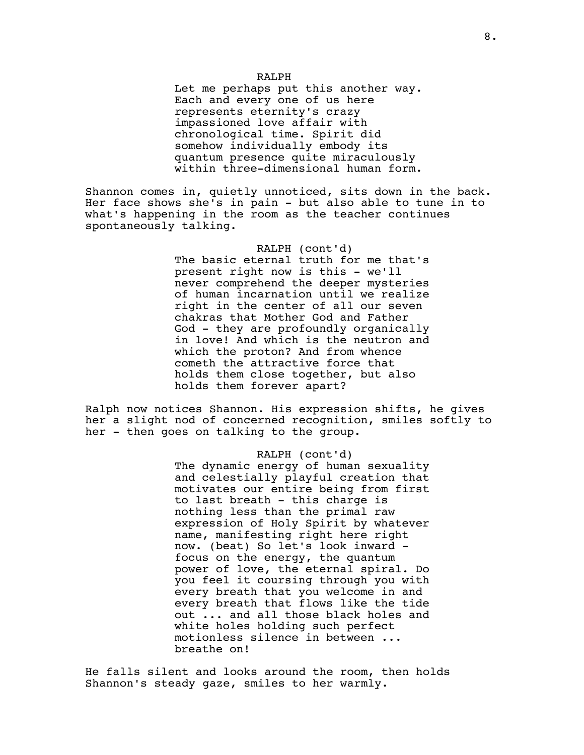RALPH

Let me perhaps put this another way. Each and every one of us here represents eternity's crazy impassioned love affair with chronological time. Spirit did somehow individually embody its quantum presence quite miraculously within three-dimensional human form.

Shannon comes in, quietly unnoticed, sits down in the back. Her face shows she's in pain - but also able to tune in to what's happening in the room as the teacher continues spontaneously talking.

RALPH (cont'd)

The basic eternal truth for me that's present right now is this - we'll never comprehend the deeper mysteries of human incarnation until we realize right in the center of all our seven chakras that Mother God and Father God - they are profoundly organically in love! And which is the neutron and which the proton? And from whence cometh the attractive force that holds them close together, but also holds them forever apart?

Ralph now notices Shannon. His expression shifts, he gives her a slight nod of concerned recognition, smiles softly to her - then goes on talking to the group.

RALPH (cont'd)

The dynamic energy of human sexuality and celestially playful creation that motivates our entire being from first to last breath - this charge is nothing less than the primal raw expression of Holy Spirit by whatever name, manifesting right here right now. (beat) So let's look inward - focus on the energy, the quantum power of love, the eternal spiral. Do you feel it coursing through you with every breath that you welcome in and every breath that flows like the tide out ... and all those black holes and white holes holding such perfect motionless silence in between ... breathe on!

He falls silent and looks around the room, then holds Shannon's steady gaze, smiles to her warmly.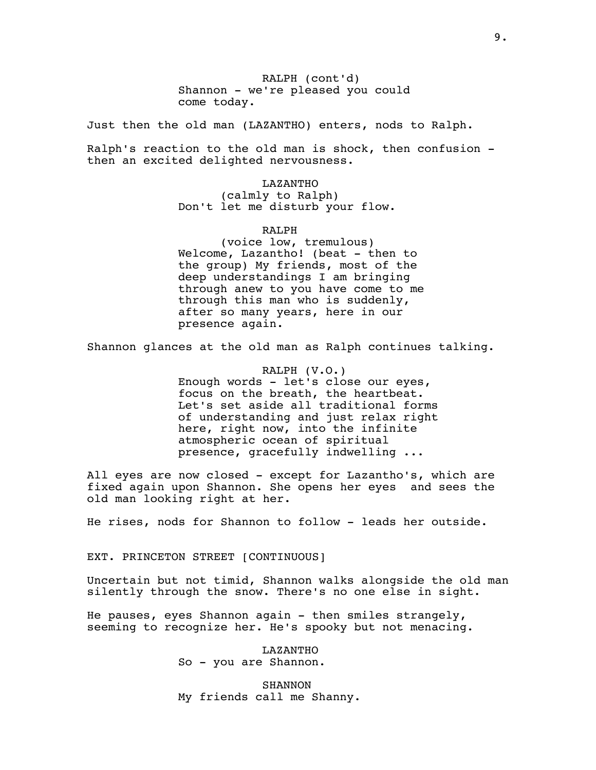RALPH (cont'd)
Shannon - we're pleased you could come today.

Just then the old man (LAZANTHO) enters, nods to Ralph.

Ralph's reaction to the old man is shock, then confusion - then an excited delighted nervousness.

LAZANTHO
(calmly to Ralph)
Don't let me disturb your flow.

RALPH
(voice low, tremulous)
Welcome, Lazantho! (beat - then to the group) My friends, most of the deep understandings I am bringing through anew to you have come to me through this man who is suddenly, after so many years, here in our presence again.

Shannon glances at the old man as Ralph continues talking.

RALPH (V.O.)
Enough words - let's close our eyes, focus on the breath, the heartbeat. Let's set aside all traditional forms of understanding and just relax right here, right now, into the infinite atmospheric ocean of spiritual presence, gracefully indwelling ...

All eyes are now closed - except for Lazantho's, which are fixed again upon Shannon. She opens her eyes and sees the old man looking right at her.

He rises, nods for Shannon to follow - leads her outside.

EXT. PRINCETON STREET [CONTINUOUS]

Uncertain but not timid, Shannon walks alongside the old man silently through the snow. There's no one else in sight.

He pauses, eyes Shannon again - then smiles strangely, seeming to recognize her. He's spooky but not menacing.

LAZANTHO
So - you are Shannon.

SHANNON
My friends call me Shanny.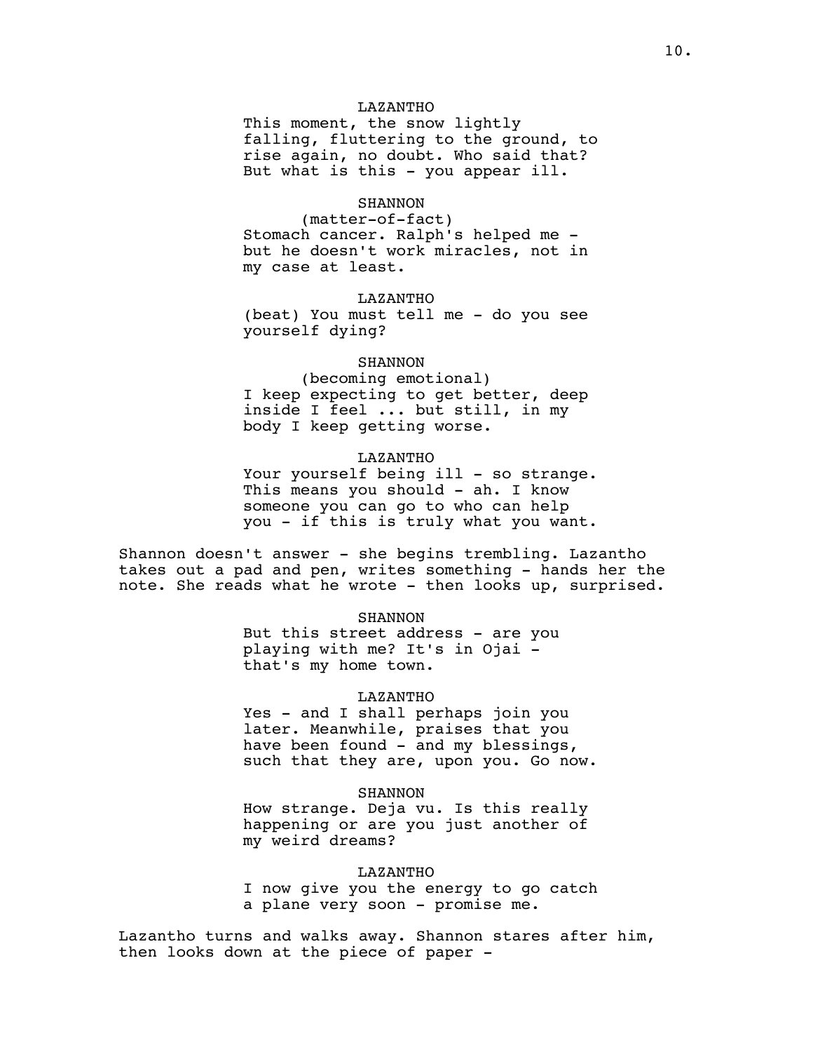LAZANTHO

This moment, the snow lightly falling, fluttering to the ground, to rise again, no doubt. Who said that? But what is this - you appear ill.

SHANNON

(matter-of-fact)

Stomach cancer. Ralph's helped me - but he doesn't work miracles, not in my case at least.

LAZANTHO

(beat) You must tell me - do you see yourself dying?

SHANNON

(becoming emotional)

I keep expecting to get better, deep inside I feel ... but still, in my body I keep getting worse.

LAZANTHO

Your yourself being ill - so strange. This means you should - ah. I know someone you can go to who can help you - if this is truly what you want.

Shannon doesn't answer - she begins trembling. Lazantho takes out a pad and pen, writes something - hands her the note. She reads what he wrote - then looks up, surprised.

SHANNON

But this street address - are you playing with me? It's in Ojai - that's my home town.

LAZANTHO

Yes - and I shall perhaps join you later. Meanwhile, praises that you have been found - and my blessings, such that they are, upon you. Go now.

SHANNON

How strange. Deja vu. Is this really happening or are you just another of my weird dreams?

LAZANTHO

I now give you the energy to go catch a plane very soon - promise me.

Lazantho turns and walks away. Shannon stares after him, then looks down at the piece of paper -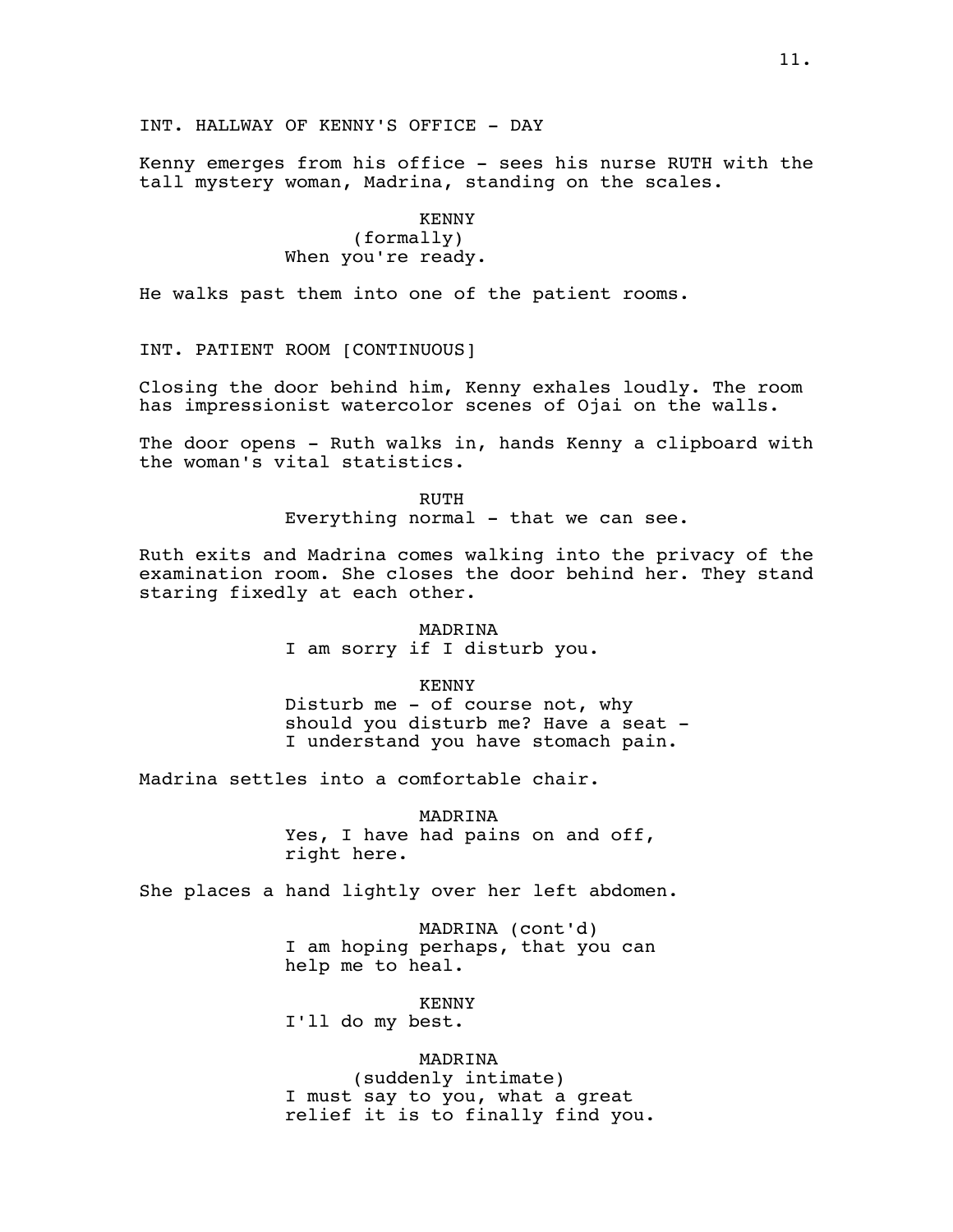INT. HALLWAY OF KENNY'S OFFICE - DAY

Kenny emerges from his office - sees his nurse RUTH with the tall mystery woman, Madrina, standing on the scales.

KENNY
(formally)
When you're ready.

He walks past them into one of the patient rooms.

INT. PATIENT ROOM [CONTINUOUS]

Closing the door behind him, Kenny exhales loudly. The room has impressionist watercolor scenes of Ojai on the walls.

The door opens - Ruth walks in, hands Kenny a clipboard with the woman's vital statistics.

RUTH
Everything normal - that we can see.

Ruth exits and Madrina comes walking into the privacy of the examination room. She closes the door behind her. They stand staring fixedly at each other.

MADRINA
I am sorry if I disturb you.

KENNY
Disturb me - of course not, why should you disturb me? Have a seat - I understand you have stomach pain.

Madrina settles into a comfortable chair.

MADRINA
Yes, I have had pains on and off, right here.

She places a hand lightly over her left abdomen.

MADRINA (cont'd)
I am hoping perhaps, that you can help me to heal.

KENNY
I'll do my best.

MADRINA
(suddenly intimate)
I must say to you, what a great relief it is to finally find you.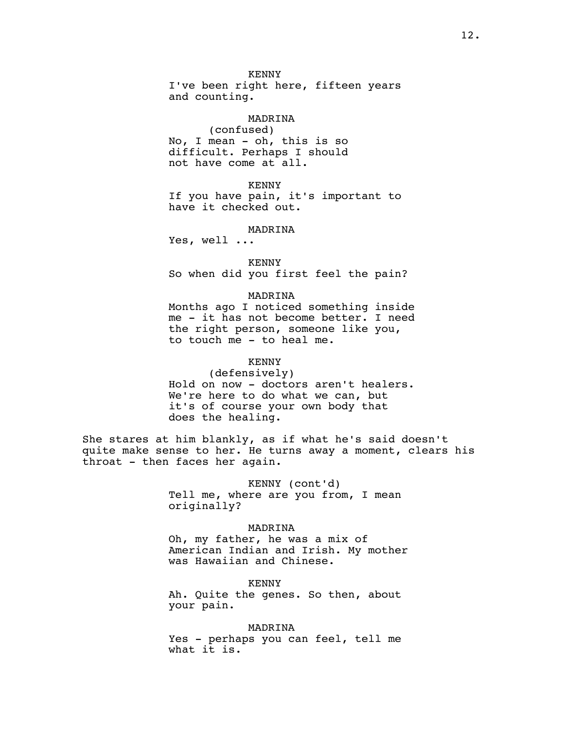KENNY
I've been right here, fifteen years and counting.

MADRINA
(confused)
No, I mean - oh, this is so difficult. Perhaps I should not have come at all.

KENNY
If you have pain, it's important to have it checked out.

MADRINA
Yes, well ...

KENNY
So when did you first feel the pain?

MADRINA
Months ago I noticed something inside me - it has not become better. I need the right person, someone like you, to touch me - to heal me.

KENNY
(defensively)
Hold on now - doctors aren't healers. We're here to do what we can, but it's of course your own body that does the healing.

She stares at him blankly, as if what he's said doesn't quite make sense to her. He turns away a moment, clears his throat - then faces her again.

KENNY (cont'd)
Tell me, where are you from, I mean originally?

MADRINA
Oh, my father, he was a mix of American Indian and Irish. My mother was Hawaiian and Chinese.

KENNY
Ah. Quite the genes. So then, about your pain.

MADRINA
Yes - perhaps you can feel, tell me what it is.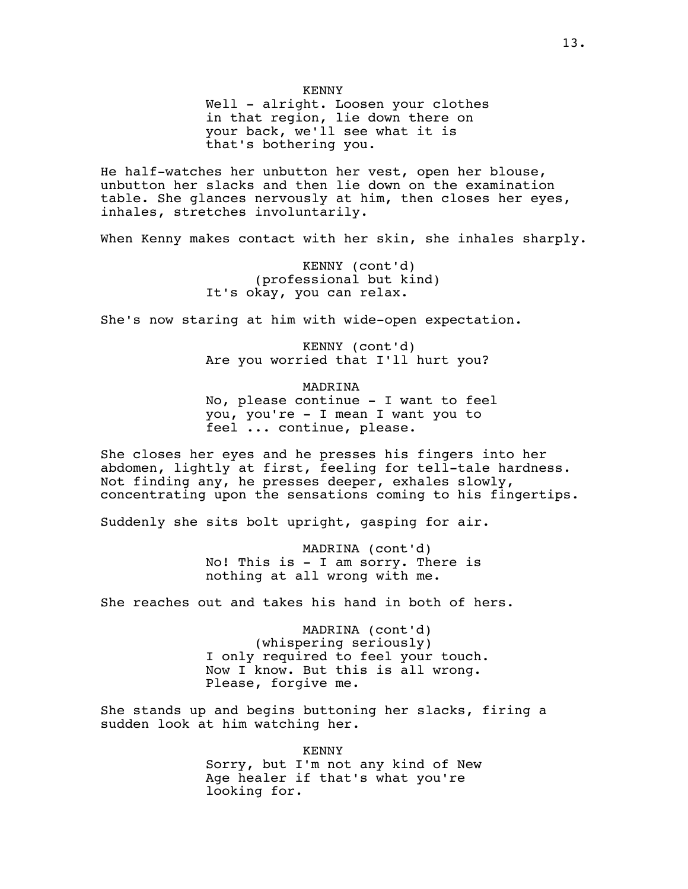KENNY

Well - alright. Loosen your clothes in that region, lie down there on your back, we'll see what it is that's bothering you.

He half-watches her unbutton her vest, open her blouse, unbutton her slacks and then lie down on the examination table. She glances nervously at him, then closes her eyes, inhales, stretches involuntarily.

When Kenny makes contact with her skin, she inhales sharply.

KENNY (cont'd)

(professional but kind)

It's okay, you can relax.

She's now staring at him with wide-open expectation.

KENNY (cont'd)

Are you worried that I'll hurt you?

MADRINA

No, please continue - I want to feel you, you're - I mean I want you to feel ... continue, please.

She closes her eyes and he presses his fingers into her abdomen, lightly at first, feeling for tell-tale hardness. Not finding any, he presses deeper, exhales slowly, concentrating upon the sensations coming to his fingertips.

Suddenly she sits bolt upright, gasping for air.

MADRINA (cont'd)

No! This is - I am sorry. There is nothing at all wrong with me.

She reaches out and takes his hand in both of hers.

MADRINA (cont'd)

(whispering seriously)

I only required to feel your touch. Now I know. But this is all wrong. Please, forgive me.

She stands up and begins buttoning her slacks, firing a sudden look at him watching her.

KENNY

Sorry, but I'm not any kind of New Age healer if that's what you're looking for.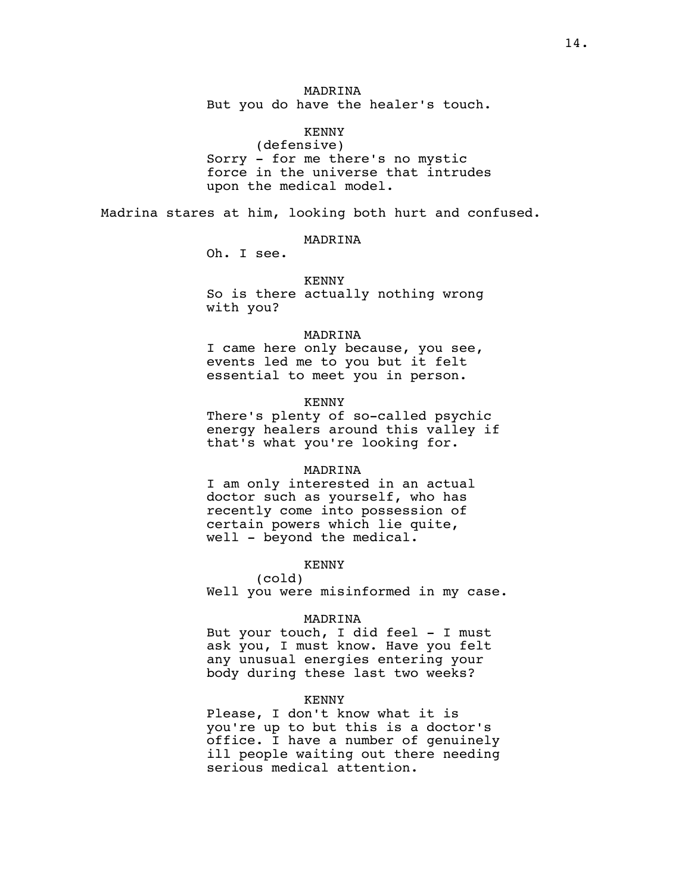MADRINA
But you do have the healer's touch.

KENNY
(defensive)
Sorry - for me there's no mystic force in the universe that intrudes upon the medical model.

Madrina stares at him, looking both hurt and confused.

MADRINA
Oh. I see.

KENNY
So is there actually nothing wrong with you?

MADRINA
I came here only because, you see, events led me to you but it felt essential to meet you in person.

KENNY
There's plenty of so-called psychic energy healers around this valley if that's what you're looking for.

MADRINA
I am only interested in an actual doctor such as yourself, who has recently come into possession of certain powers which lie quite, well - beyond the medical.

KENNY
(cold)
Well you were misinformed in my case.

MADRINA
But your touch, I did feel - I must ask you, I must know. Have you felt any unusual energies entering your body during these last two weeks?

KENNY
Please, I don't know what it is you're up to but this is a doctor's office. I have a number of genuinely ill people waiting out there needing serious medical attention.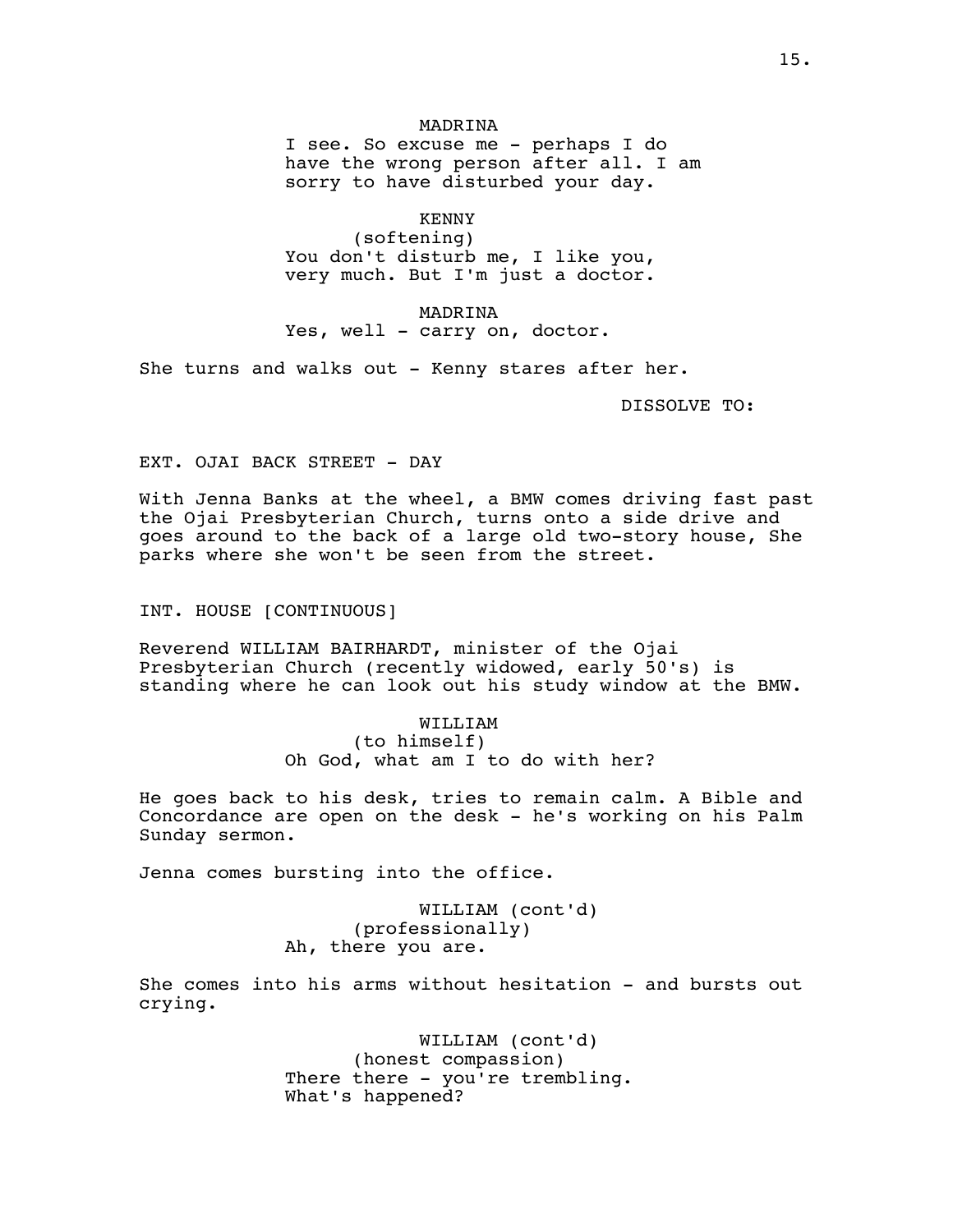MADRINA

I see. So excuse me - perhaps I do have the wrong person after all. I am sorry to have disturbed your day.

KENNY

(softening)

You don't disturb me, I like you, very much. But I'm just a doctor.

MADRINA

Yes, well - carry on, doctor.

She turns and walks out - Kenny stares after her.

DISSOLVE TO:

EXT. OJAI BACK STREET - DAY

With Jenna Banks at the wheel, a BMW comes driving fast past the Ojai Presbyterian Church, turns onto a side drive and goes around to the back of a large old two-story house, She parks where she won't be seen from the street.

INT. HOUSE [CONTINUOUS]

Reverend WILLIAM BAIRHARDT, minister of the Ojai Presbyterian Church (recently widowed, early 50's) is standing where he can look out his study window at the BMW.

WILLIAM

(to himself)

Oh God, what am I to do with her?

He goes back to his desk, tries to remain calm. A Bible and Concordance are open on the desk - he's working on his Palm Sunday sermon.

Jenna comes bursting into the office.

WILLIAM (cont'd)

(professionally)

Ah, there you are.

She comes into his arms without hesitation - and bursts out crying.

WILLIAM (cont'd)

(honest compassion)

There there - you're trembling. What's happened?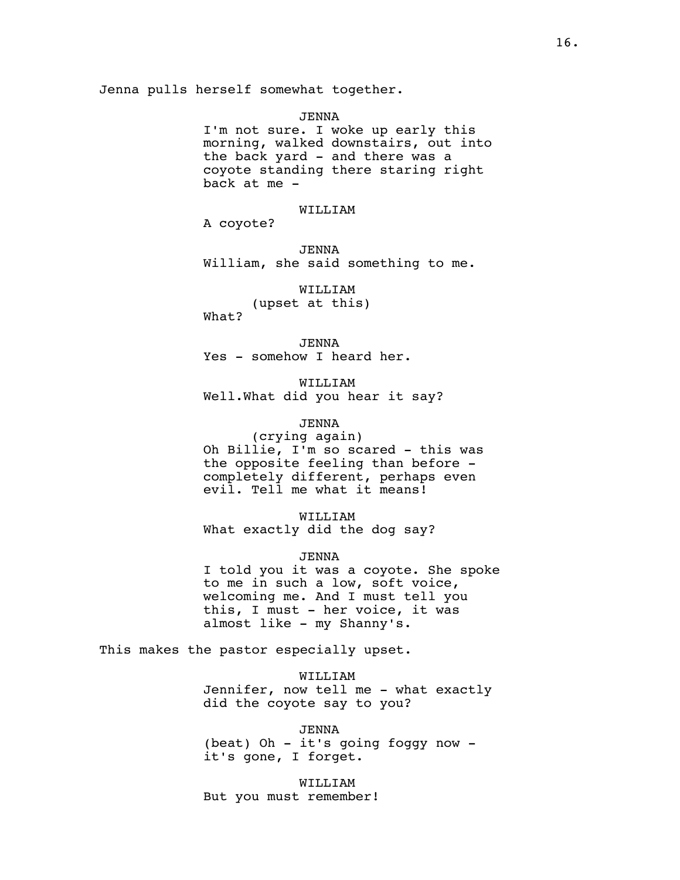Jenna pulls herself somewhat together.

JENNA
I'm not sure. I woke up early this morning, walked downstairs, out into the back yard - and there was a coyote standing there staring right back at me -

WILLIAM
A coyote?

JENNA
William, she said something to me.

WILLIAM
(upset at this)
What?

JENNA
Yes - somehow I heard her.

WILLIAM
Well.What did you hear it say?

JENNA
(crying again)
Oh Billie, I'm so scared - this was the opposite feeling than before - completely different, perhaps even evil. Tell me what it means!

WILLIAM
What exactly did the dog say?

JENNA
I told you it was a coyote. She spoke to me in such a low, soft voice, welcoming me. And I must tell you this, I must - her voice, it was almost like - my Shanny's.

This makes the pastor especially upset.

WILLIAM
Jennifer, now tell me - what exactly did the coyote say to you?

JENNA
(beat) Oh - it's going foggy now - it's gone, I forget.

WILLIAM
But you must remember!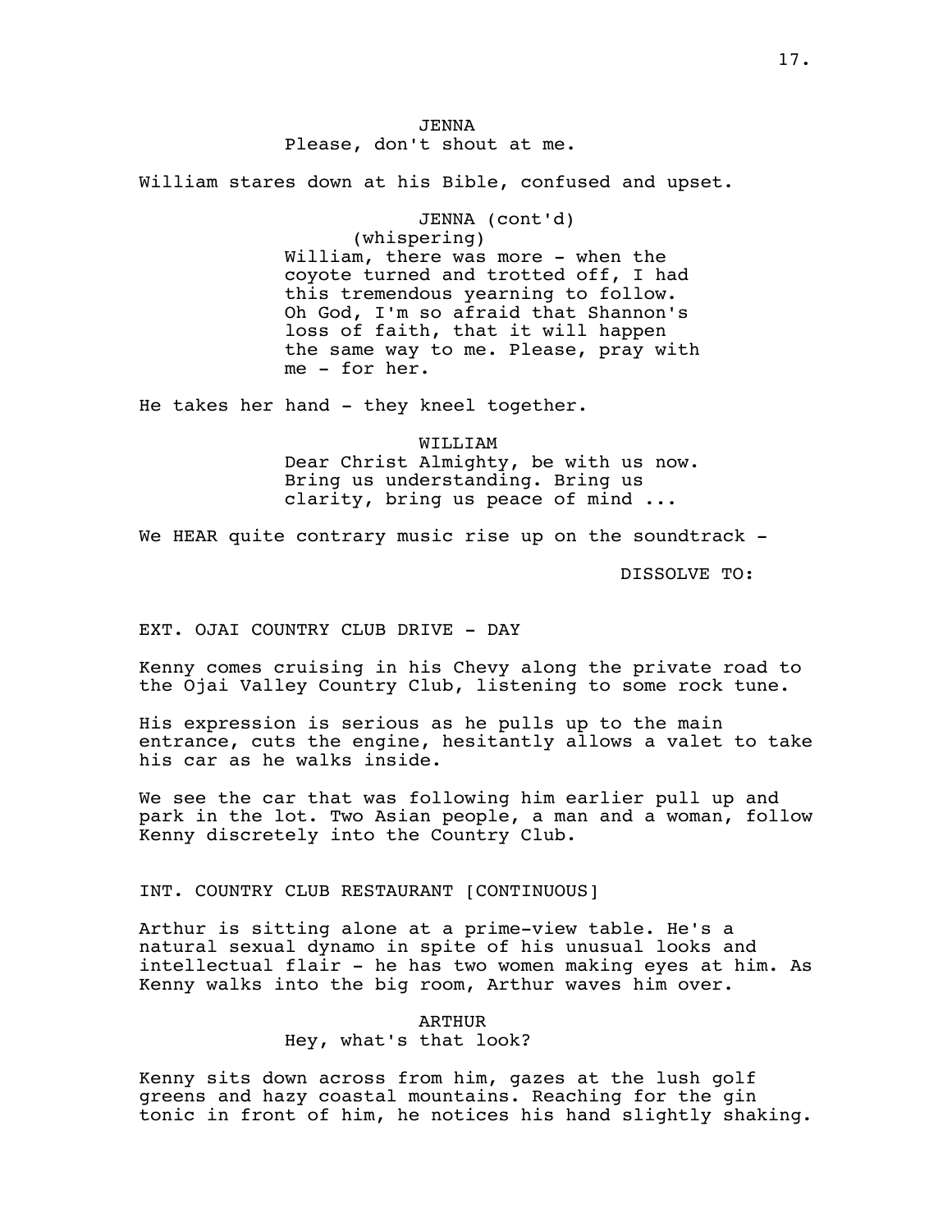JENNA
Please, don't shout at me.

William stares down at his Bible, confused and upset.

JENNA (cont'd)
(whispering)
William, there was more - when the coyote turned and trotted off, I had this tremendous yearning to follow. Oh God, I'm so afraid that Shannon's loss of faith, that it will happen the same way to me. Please, pray with me - for her.

He takes her hand - they kneel together.

WILLIAM
Dear Christ Almighty, be with us now. Bring us understanding. Bring us clarity, bring us peace of mind ...

We HEAR quite contrary music rise up on the soundtrack -

DISSOLVE TO:

EXT. OJAI COUNTRY CLUB DRIVE - DAY

Kenny comes cruising in his Chevy along the private road to the Ojai Valley Country Club, listening to some rock tune.

His expression is serious as he pulls up to the main entrance, cuts the engine, hesitantly allows a valet to take his car as he walks inside.

We see the car that was following him earlier pull up and park in the lot. Two Asian people, a man and a woman, follow Kenny discretely into the Country Club.

INT. COUNTRY CLUB RESTAURANT [CONTINUOUS]

Arthur is sitting alone at a prime-view table. He's a natural sexual dynamo in spite of his unusual looks and intellectual flair - he has two women making eyes at him. As Kenny walks into the big room, Arthur waves him over.

ARTHUR
Hey, what's that look?

Kenny sits down across from him, gazes at the lush golf greens and hazy coastal mountains. Reaching for the gin tonic in front of him, he notices his hand slightly shaking.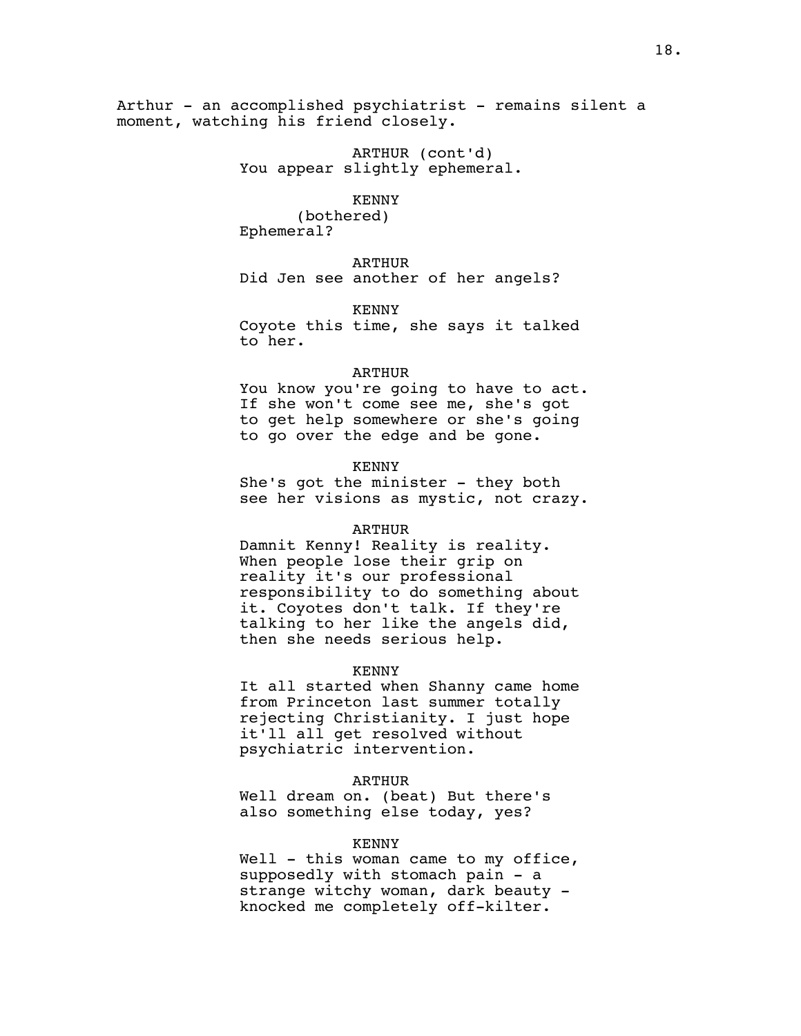Arthur - an accomplished psychiatrist - remains silent a moment, watching his friend closely.

ARTHUR (cont'd)
You appear slightly ephemeral.

KENNY
(bothered)
Ephemeral?

ARTHUR
Did Jen see another of her angels?

KENNY
Coyote this time, she says it talked to her.

ARTHUR
You know you're going to have to act. If she won't come see me, she's got to get help somewhere or she's going to go over the edge and be gone.

KENNY
She's got the minister - they both see her visions as mystic, not crazy.

ARTHUR
Damnit Kenny! Reality is reality. When people lose their grip on reality it's our professional responsibility to do something about it. Coyotes don't talk. If they're talking to her like the angels did, then she needs serious help.

KENNY
It all started when Shanny came home from Princeton last summer totally rejecting Christianity. I just hope it'll all get resolved without psychiatric intervention.

ARTHUR
Well dream on. (beat) But there's also something else today, yes?

KENNY
Well - this woman came to my office, supposedly with stomach pain - a strange witchy woman, dark beauty - knocked me completely off-kilter.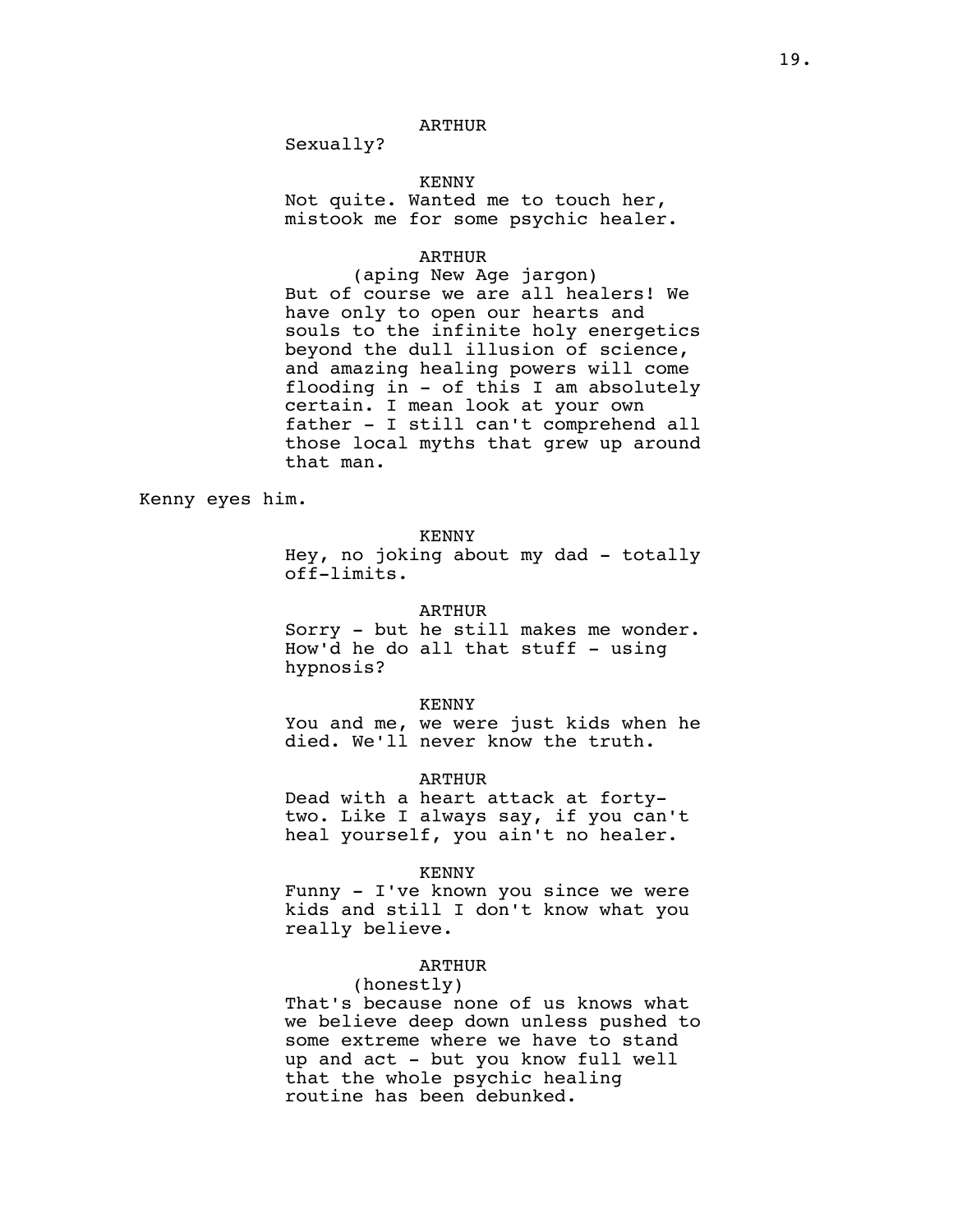ARTHUR

Sexually?

KENNY

Not quite. Wanted me to touch her, mistook me for some psychic healer.

ARTHUR

(aping New Age jargon)

But of course we are all healers! We have only to open our hearts and souls to the infinite holy energetics beyond the dull illusion of science, and amazing healing powers will come flooding in - of this I am absolutely certain. I mean look at your own father - I still can't comprehend all those local myths that grew up around that man.

Kenny eyes him.

KENNY

Hey, no joking about my dad - totally off-limits.

ARTHUR

Sorry - but he still makes me wonder. How'd he do all that stuff - using hypnosis?

KENNY

You and me, we were just kids when he died. We'll never know the truth.

ARTHUR

Dead with a heart attack at forty-two. Like I always say, if you can't heal yourself, you ain't no healer.

KENNY

Funny - I've known you since we were kids and still I don't know what you really believe.

ARTHUR

(honestly)

That's because none of us knows what we believe deep down unless pushed to some extreme where we have to stand up and act - but you know full well that the whole psychic healing routine has been debunked.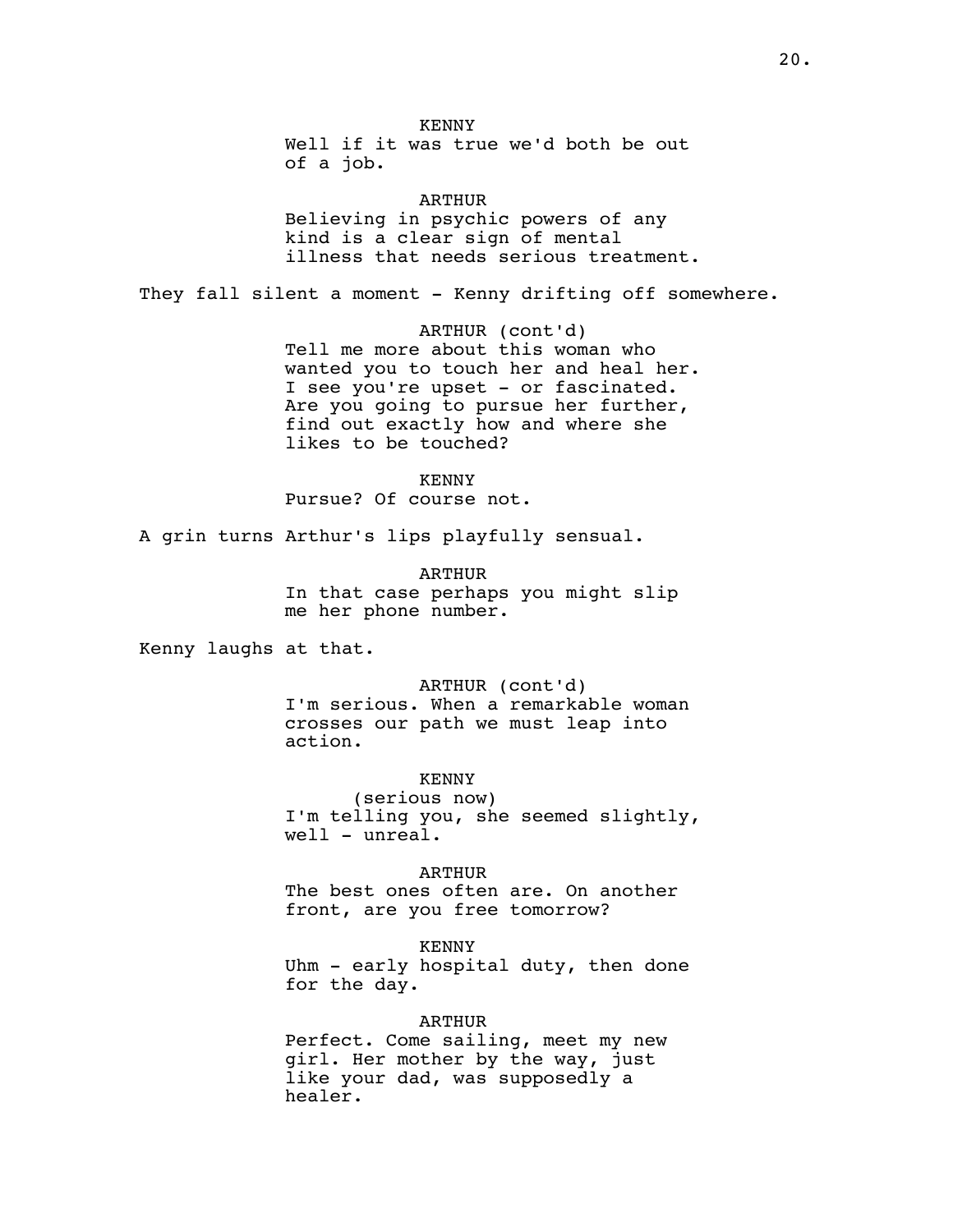KENNY
Well if it was true we'd both be out of a job.

ARTHUR
Believing in psychic powers of any kind is a clear sign of mental illness that needs serious treatment.

They fall silent a moment - Kenny drifting off somewhere.

ARTHUR (cont'd)
Tell me more about this woman who wanted you to touch her and heal her. I see you're upset - or fascinated. Are you going to pursue her further, find out exactly how and where she likes to be touched?

KENNY
Pursue? Of course not.

A grin turns Arthur's lips playfully sensual.

ARTHUR
In that case perhaps you might slip me her phone number.

Kenny laughs at that.

ARTHUR (cont'd)
I'm serious. When a remarkable woman crosses our path we must leap into action.

KENNY
(serious now)
I'm telling you, she seemed slightly, well - unreal.

ARTHUR
The best ones often are. On another front, are you free tomorrow?

KENNY
Uhm - early hospital duty, then done for the day.

ARTHUR
Perfect. Come sailing, meet my new girl. Her mother by the way, just like your dad, was supposedly a healer.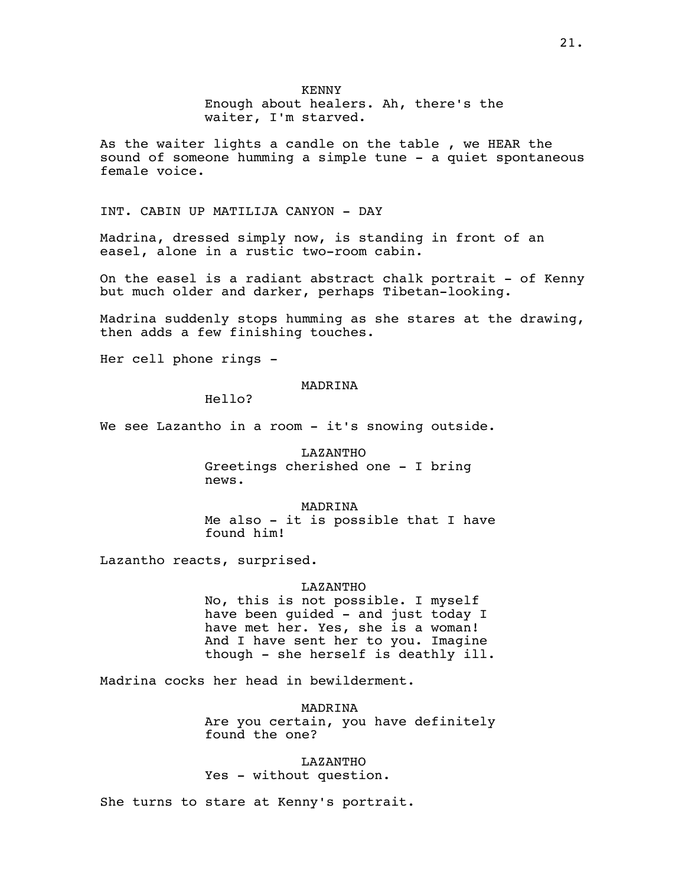KENNY

Enough about healers. Ah, there's the waiter, I'm starved.

As the waiter lights a candle on the table , we HEAR the sound of someone humming a simple tune - a quiet spontaneous female voice.

INT. CABIN UP MATILIJA CANYON - DAY

Madrina, dressed simply now, is standing in front of an easel, alone in a rustic two-room cabin.

On the easel is a radiant abstract chalk portrait - of Kenny but much older and darker, perhaps Tibetan-looking.

Madrina suddenly stops humming as she stares at the drawing, then adds a few finishing touches.

Her cell phone rings -

MADRINA

Hello?

We see Lazantho in a room - it's snowing outside.

LAZANTHO

Greetings cherished one - I bring news.

MADRINA

Me also - it is possible that I have found him!

Lazantho reacts, surprised.

LAZANTHO

No, this is not possible. I myself have been guided - and just today I have met her. Yes, she is a woman! And I have sent her to you. Imagine though - she herself is deathly ill.

Madrina cocks her head in bewilderment.

MADRINA

Are you certain, you have definitely found the one?

LAZANTHO

Yes - without question.

She turns to stare at Kenny's portrait.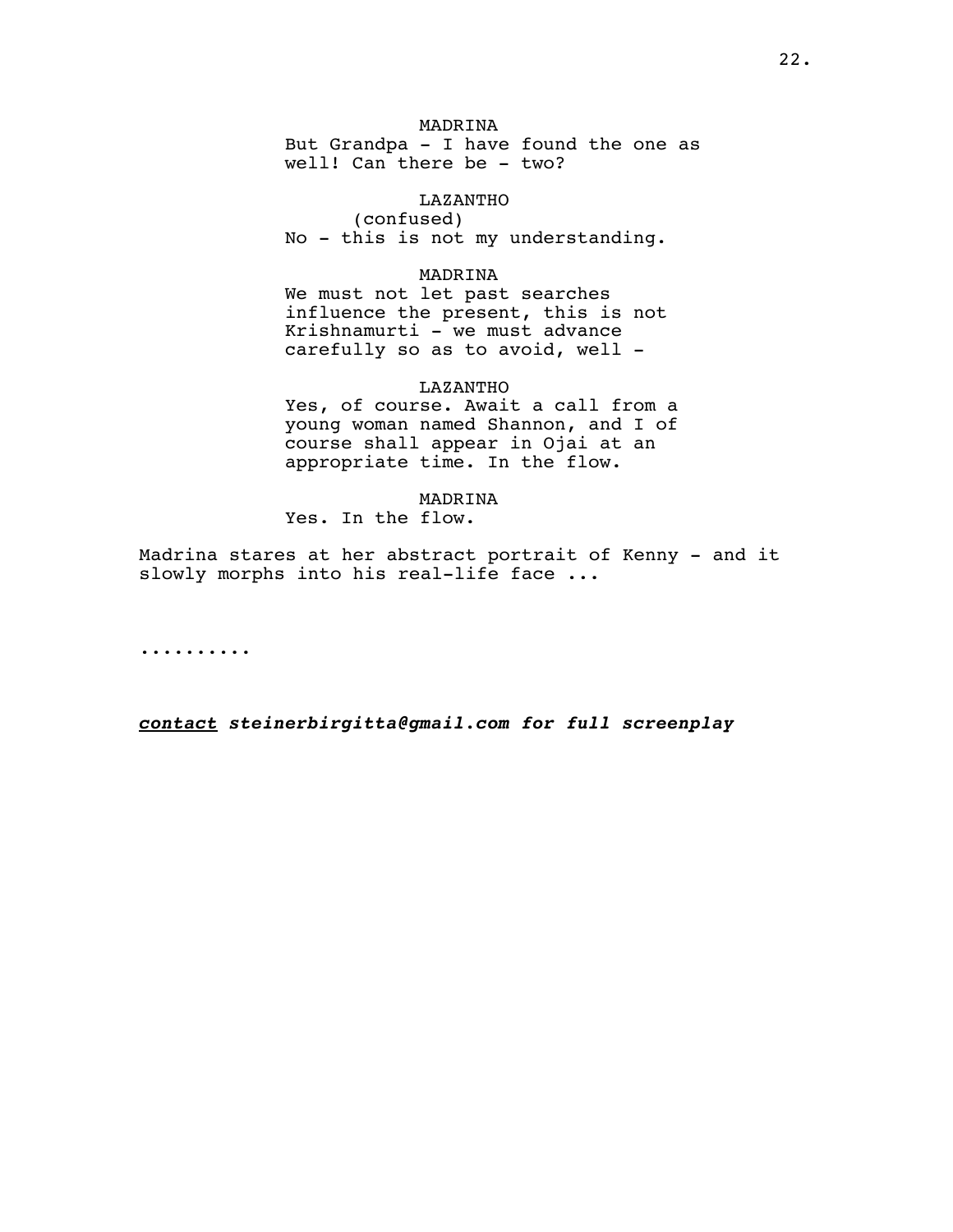MADRINA
But Grandpa - I have found the one as well! Can there be - two?

LAZANTHO
(confused)
No - this is not my understanding.

MADRINA
We must not let past searches influence the present, this is not Krishnamurti - we must advance carefully so as to avoid, well -

LAZANTHO
Yes, of course. Await a call from a young woman named Shannon, and I of course shall appear in Ojai at an appropriate time. In the flow.

MADRINA
Yes. In the flow.

Madrina stares at her abstract portrait of Kenny - and it slowly morphs into his real-life face ...

..........

***<u>contact</u> steinerbirgitta@gmail.com for full screenplay***